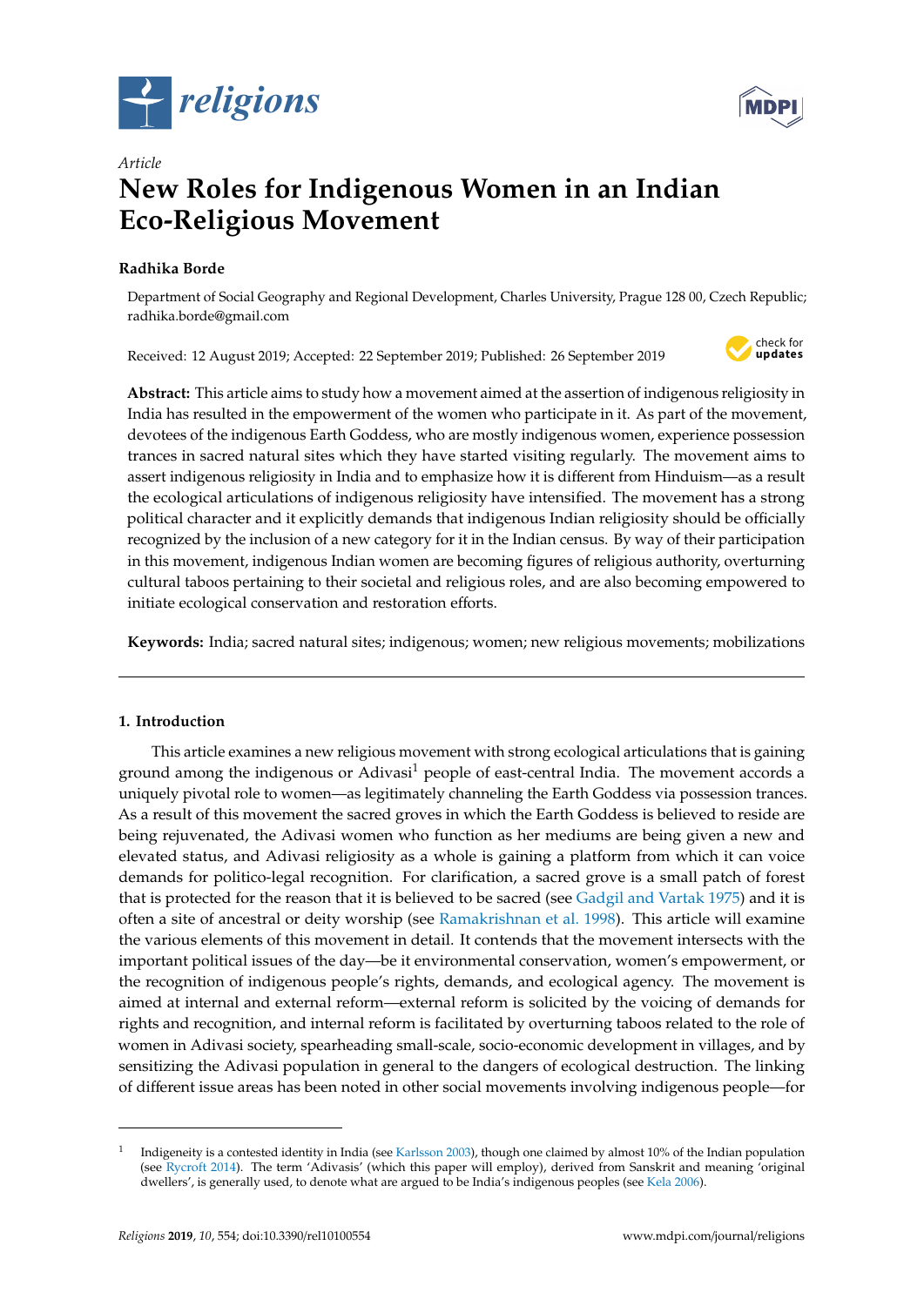*Article*

# New Roles for Indigenous Women in an Indian Eco-Religious Movement

**Radhika Borde**

Department of Social Geography and Regional Development, Charles University, Prague 128 00, Czech Republic; radhika.borde@gmail.com

Received: 12 August 2019; Accepted: 22 September 2019; Published: 26 September 2019

**Abstract:** This article aims to study how a movement aimed at the assertion of indigenous religiosity in India has resulted in the empowerment of the women who participate in it. As part of the movement, devotees of the indigenous Earth Goddess, who are mostly indigenous women, experience possession trances in sacred natural sites which they have started visiting regularly. The movement aims to assert indigenous religiosity in India and to emphasize how it is different from Hinduism—as a result the ecological articulations of indigenous religiosity have intensified. The movement has a strong political character and it explicitly demands that indigenous Indian religiosity should be officially recognized by the inclusion of a new category for it in the Indian census. By way of their participation in this movement, indigenous Indian women are becoming figures of religious authority, overturning cultural taboos pertaining to their societal and religious roles, and are also becoming empowered to initiate ecological conservation and restoration efforts.

**Keywords:** India; sacred natural sites; indigenous; women; new religious movements; mobilizations

## 1. Introduction

This article examines a new religious movement with strong ecological articulations that is gaining ground among the indigenous or Adivasi[1] people of east-central India. The movement accords a uniquely pivotal role to women—as legitimately channeling the Earth Goddess via possession trances. As a result of this movement the sacred groves in which the Earth Goddess is believed to reside are being rejuvenated, the Adivasi women who function as her mediums are being given a new and elevated status, and Adivasi religiosity as a whole is gaining a platform from which it can voice demands for politico-legal recognition. For clarification, a sacred grove is a small patch of forest that is protected for the reason that it is believed to be sacred (see Gadgil and Vartak 1975) and it is often a site of ancestral or deity worship (see Ramakrishnan et al. 1998). This article will examine the various elements of this movement in detail. It contends that the movement intersects with the important political issues of the day—be it environmental conservation, women's empowerment, or the recognition of indigenous people's rights, demands, and ecological agency. The movement is aimed at internal and external reform—external reform is solicited by the voicing of demands for rights and recognition, and internal reform is facilitated by overturning taboos related to the role of women in Adivasi society, spearheading small-scale, socio-economic development in villages, and by sensitizing the Adivasi population in general to the dangers of ecological destruction. The linking of different issue areas has been noted in other social movements involving indigenous people—for

[1] Indigeneity is a contested identity in India (see Karlsson 2003), though one claimed by almost 10% of the Indian population (see Rycroft 2014). The term 'Adivasis' (which this paper will employ), derived from Sanskrit and meaning 'original dwellers', is generally used, to denote what are argued to be India's indigenous peoples (see Kela 2006).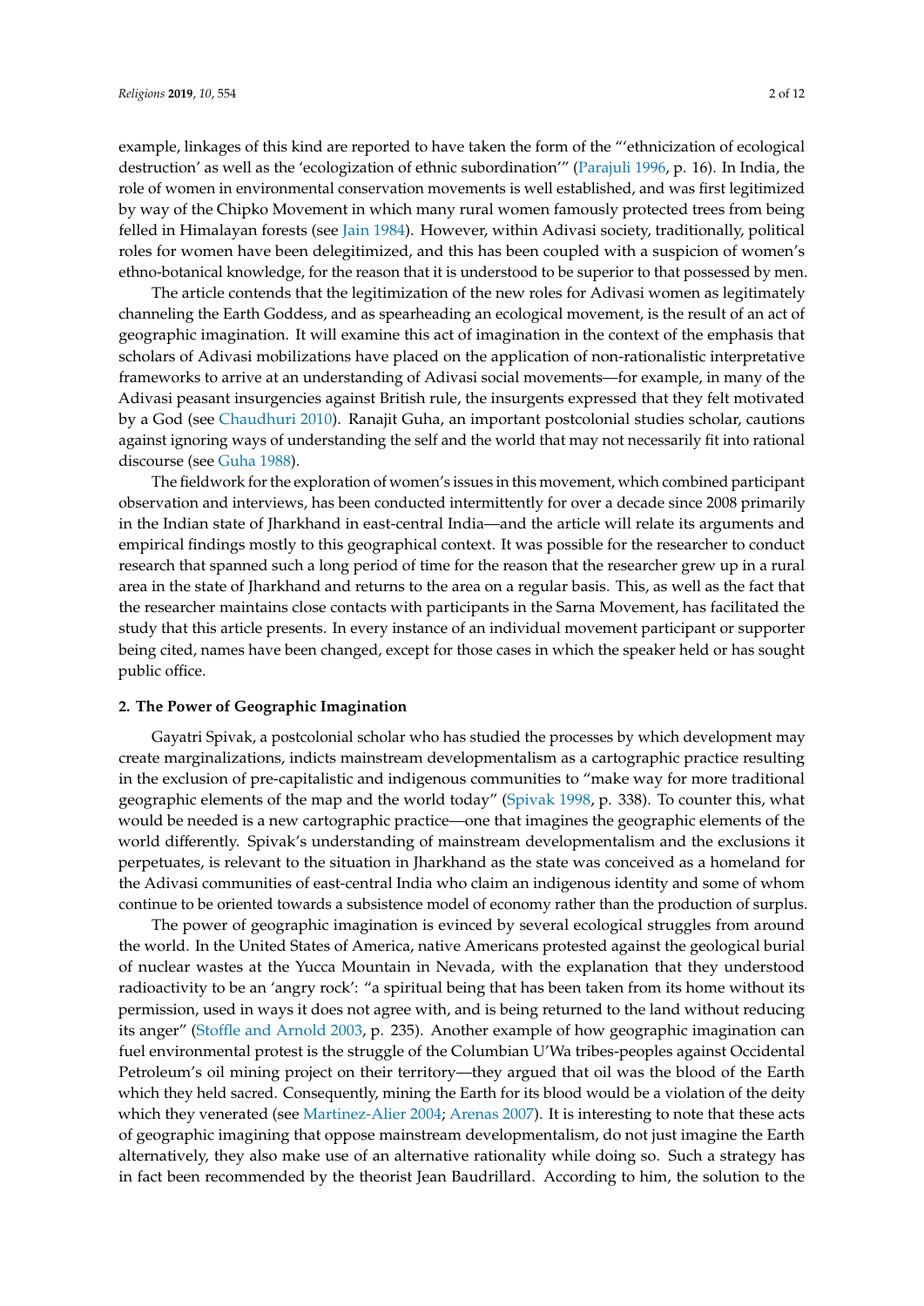example, linkages of this kind are reported to have taken the form of the "'ethnicization of ecological destruction' as well as the 'ecologization of ethnic subordination'" (Parajuli 1996, p. 16). In India, the role of women in environmental conservation movements is well established, and was first legitimized by way of the Chipko Movement in which many rural women famously protected trees from being felled in Himalayan forests (see Jain 1984). However, within Adivasi society, traditionally, political roles for women have been delegitimized, and this has been coupled with a suspicion of women's ethno-botanical knowledge, for the reason that it is understood to be superior to that possessed by men.

The article contends that the legitimization of the new roles for Adivasi women as legitimately channeling the Earth Goddess, and as spearheading an ecological movement, is the result of an act of geographic imagination. It will examine this act of imagination in the context of the emphasis that scholars of Adivasi mobilizations have placed on the application of non-rationalistic interpretative frameworks to arrive at an understanding of Adivasi social movements—for example, in many of the Adivasi peasant insurgencies against British rule, the insurgents expressed that they felt motivated by a God (see Chaudhuri 2010). Ranajit Guha, an important postcolonial studies scholar, cautions against ignoring ways of understanding the self and the world that may not necessarily fit into rational discourse (see Guha 1988).

The fieldwork for the exploration of women's issues in this movement, which combined participant observation and interviews, has been conducted intermittently for over a decade since 2008 primarily in the Indian state of Jharkhand in east-central India—and the article will relate its arguments and empirical findings mostly to this geographical context. It was possible for the researcher to conduct research that spanned such a long period of time for the reason that the researcher grew up in a rural area in the state of Jharkhand and returns to the area on a regular basis. This, as well as the fact that the researcher maintains close contacts with participants in the Sarna Movement, has facilitated the study that this article presents. In every instance of an individual movement participant or supporter being cited, names have been changed, except for those cases in which the speaker held or has sought public office.

## 2. The Power of Geographic Imagination

Gayatri Spivak, a postcolonial scholar who has studied the processes by which development may create marginalizations, indicts mainstream developmentalism as a cartographic practice resulting in the exclusion of pre-capitalistic and indigenous communities to "make way for more traditional geographic elements of the map and the world today" (Spivak 1998, p. 338). To counter this, what would be needed is a new cartographic practice—one that imagines the geographic elements of the world differently. Spivak's understanding of mainstream developmentalism and the exclusions it perpetuates, is relevant to the situation in Jharkhand as the state was conceived as a homeland for the Adivasi communities of east-central India who claim an indigenous identity and some of whom continue to be oriented towards a subsistence model of economy rather than the production of surplus.

The power of geographic imagination is evinced by several ecological struggles from around the world. In the United States of America, native Americans protested against the geological burial of nuclear wastes at the Yucca Mountain in Nevada, with the explanation that they understood radioactivity to be an 'angry rock': "a spiritual being that has been taken from its home without its permission, used in ways it does not agree with, and is being returned to the land without reducing its anger" (Stoffle and Arnold 2003, p. 235). Another example of how geographic imagination can fuel environmental protest is the struggle of the Columbian U'Wa tribes-peoples against Occidental Petroleum's oil mining project on their territory—they argued that oil was the blood of the Earth which they held sacred. Consequently, mining the Earth for its blood would be a violation of the deity which they venerated (see Martinez-Alier 2004; Arenas 2007). It is interesting to note that these acts of geographic imagining that oppose mainstream developmentalism, do not just imagine the Earth alternatively, they also make use of an alternative rationality while doing so. Such a strategy has in fact been recommended by the theorist Jean Baudrillard. According to him, the solution to the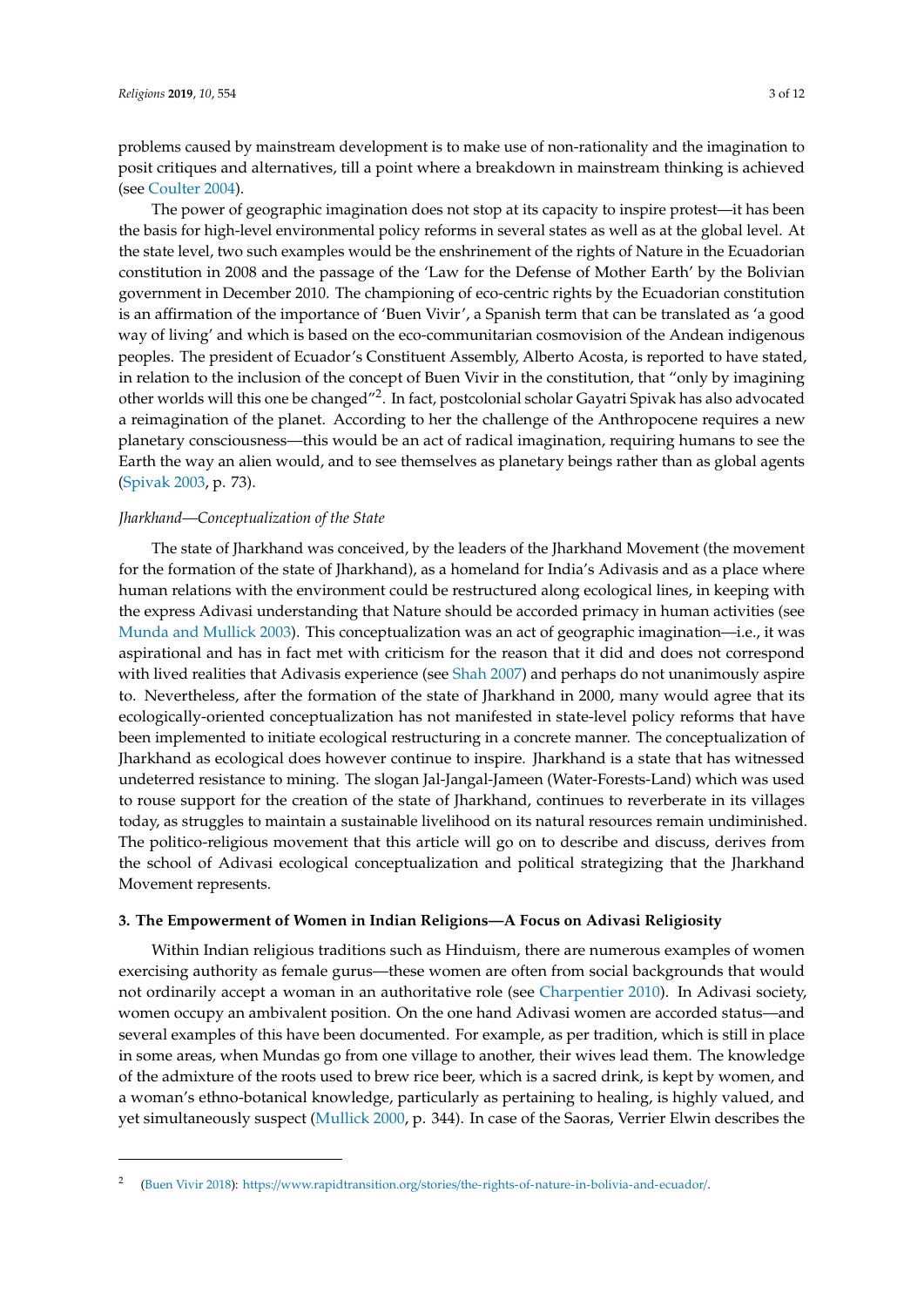problems caused by mainstream development is to make use of non-rationality and the imagination to posit critiques and alternatives, till a point where a breakdown in mainstream thinking is achieved (see Coulter 2004).

The power of geographic imagination does not stop at its capacity to inspire protest—it has been the basis for high-level environmental policy reforms in several states as well as at the global level. At the state level, two such examples would be the enshrinement of the rights of Nature in the Ecuadorian constitution in 2008 and the passage of the 'Law for the Defense of Mother Earth' by the Bolivian government in December 2010. The championing of eco-centric rights by the Ecuadorian constitution is an affirmation of the importance of 'Buen Vivir', a Spanish term that can be translated as 'a good way of living' and which is based on the eco-communitarian cosmovision of the Andean indigenous peoples. The president of Ecuador's Constituent Assembly, Alberto Acosta, is reported to have stated, in relation to the inclusion of the concept of Buen Vivir in the constitution, that "only by imagining other worlds will this one be changed"[2]. In fact, postcolonial scholar Gayatri Spivak has also advocated a reimagination of the planet. According to her the challenge of the Anthropocene requires a new planetary consciousness—this would be an act of radical imagination, requiring humans to see the Earth the way an alien would, and to see themselves as planetary beings rather than as global agents (Spivak 2003, p. 73).

*Jharkhand—Conceptualization of the State*

The state of Jharkhand was conceived, by the leaders of the Jharkhand Movement (the movement for the formation of the state of Jharkhand), as a homeland for India's Adivasis and as a place where human relations with the environment could be restructured along ecological lines, in keeping with the express Adivasi understanding that Nature should be accorded primacy in human activities (see Munda and Mullick 2003). This conceptualization was an act of geographic imagination—i.e., it was aspirational and has in fact met with criticism for the reason that it did and does not correspond with lived realities that Adivasis experience (see Shah 2007) and perhaps do not unanimously aspire to. Nevertheless, after the formation of the state of Jharkhand in 2000, many would agree that its ecologically-oriented conceptualization has not manifested in state-level policy reforms that have been implemented to initiate ecological restructuring in a concrete manner. The conceptualization of Jharkhand as ecological does however continue to inspire. Jharkhand is a state that has witnessed undeterred resistance to mining. The slogan Jal-Jangal-Jameen (Water-Forests-Land) which was used to rouse support for the creation of the state of Jharkhand, continues to reverberate in its villages today, as struggles to maintain a sustainable livelihood on its natural resources remain undiminished. The politico-religious movement that this article will go on to describe and discuss, derives from the school of Adivasi ecological conceptualization and political strategizing that the Jharkhand Movement represents.

## 3. The Empowerment of Women in Indian Religions—A Focus on Adivasi Religiosity

Within Indian religious traditions such as Hinduism, there are numerous examples of women exercising authority as female gurus—these women are often from social backgrounds that would not ordinarily accept a woman in an authoritative role (see Charpentier 2010). In Adivasi society, women occupy an ambivalent position. On the one hand Adivasi women are accorded status—and several examples of this have been documented. For example, as per tradition, which is still in place in some areas, when Mundas go from one village to another, their wives lead them. The knowledge of the admixture of the roots used to brew rice beer, which is a sacred drink, is kept by women, and a woman's ethno-botanical knowledge, particularly as pertaining to healing, is highly valued, and yet simultaneously suspect (Mullick 2000, p. 344). In case of the Saoras, Verrier Elwin describes the

---

[2] (Buen Vivir 2018): https://www.rapidtransition.org/stories/the-rights-of-nature-in-bolivia-and-ecuador/.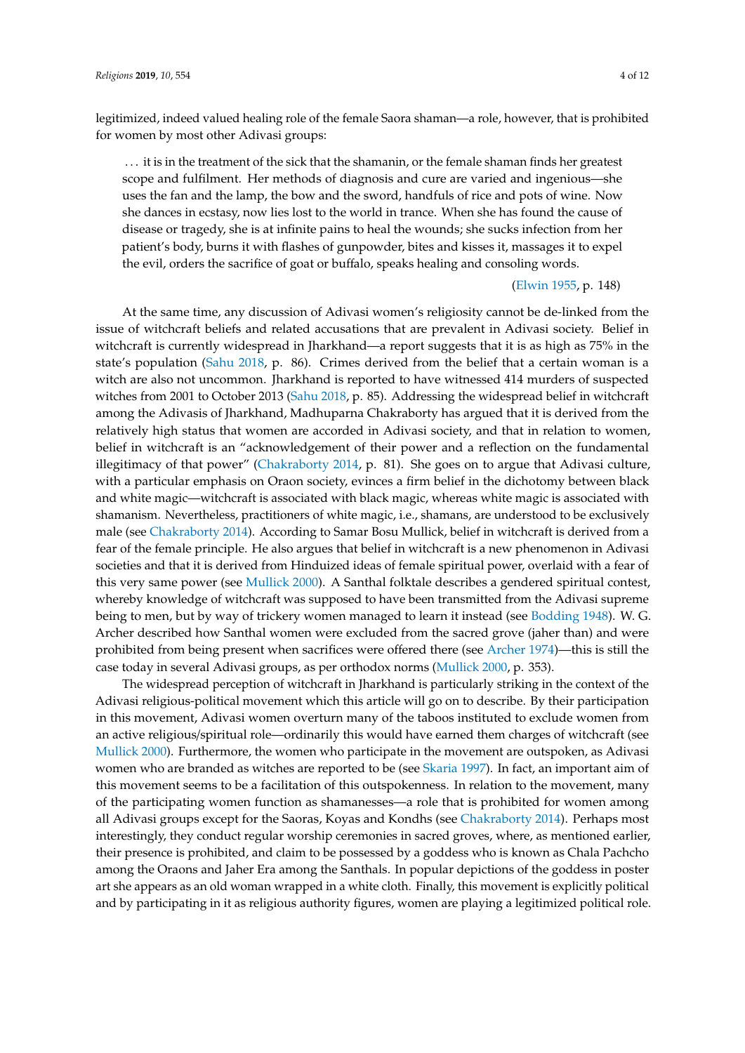legitimized, indeed valued healing role of the female Saora shaman—a role, however, that is prohibited for women by most other Adivasi groups:

> ... it is in the treatment of the sick that the shamanin, or the female shaman finds her greatest scope and fulfilment. Her methods of diagnosis and cure are varied and ingenious—she uses the fan and the lamp, the bow and the sword, handfuls of rice and pots of wine. Now she dances in ecstasy, now lies lost to the world in trance. When she has found the cause of disease or tragedy, she is at infinite pains to heal the wounds; she sucks infection from her patient's body, burns it with flashes of gunpowder, bites and kisses it, massages it to expel the evil, orders the sacrifice of goat or buffalo, speaks healing and consoling words.
>
> (Elwin 1955, p. 148)

At the same time, any discussion of Adivasi women's religiosity cannot be de-linked from the issue of witchcraft beliefs and related accusations that are prevalent in Adivasi society. Belief in witchcraft is currently widespread in Jharkhand—a report suggests that it is as high as 75% in the state's population (Sahu 2018, p. 86). Crimes derived from the belief that a certain woman is a witch are also not uncommon. Jharkhand is reported to have witnessed 414 murders of suspected witches from 2001 to October 2013 (Sahu 2018, p. 85). Addressing the widespread belief in witchcraft among the Adivasis of Jharkhand, Madhuparna Chakraborty has argued that it is derived from the relatively high status that women are accorded in Adivasi society, and that in relation to women, belief in witchcraft is an "acknowledgement of their power and a reflection on the fundamental illegitimacy of that power" (Chakraborty 2014, p. 81). She goes on to argue that Adivasi culture, with a particular emphasis on Oraon society, evinces a firm belief in the dichotomy between black and white magic—witchcraft is associated with black magic, whereas white magic is associated with shamanism. Nevertheless, practitioners of white magic, i.e., shamans, are understood to be exclusively male (see Chakraborty 2014). According to Samar Bosu Mullick, belief in witchcraft is derived from a fear of the female principle. He also argues that belief in witchcraft is a new phenomenon in Adivasi societies and that it is derived from Hinduized ideas of female spiritual power, overlaid with a fear of this very same power (see Mullick 2000). A Santhal folktale describes a gendered spiritual contest, whereby knowledge of witchcraft was supposed to have been transmitted from the Adivasi supreme being to men, but by way of trickery women managed to learn it instead (see Bodding 1948). W. G. Archer described how Santhal women were excluded from the sacred grove (jaher than) and were prohibited from being present when sacrifices were offered there (see Archer 1974)—this is still the case today in several Adivasi groups, as per orthodox norms (Mullick 2000, p. 353).

The widespread perception of witchcraft in Jharkhand is particularly striking in the context of the Adivasi religious-political movement which this article will go on to describe. By their participation in this movement, Adivasi women overturn many of the taboos instituted to exclude women from an active religious/spiritual role—ordinarily this would have earned them charges of witchcraft (see Mullick 2000). Furthermore, the women who participate in the movement are outspoken, as Adivasi women who are branded as witches are reported to be (see Skaria 1997). In fact, an important aim of this movement seems to be a facilitation of this outspokenness. In relation to the movement, many of the participating women function as shamanesses—a role that is prohibited for women among all Adivasi groups except for the Saoras, Koyas and Kondhs (see Chakraborty 2014). Perhaps most interestingly, they conduct regular worship ceremonies in sacred groves, where, as mentioned earlier, their presence is prohibited, and claim to be possessed by a goddess who is known as Chala Pachcho among the Oraons and Jaher Era among the Santhals. In popular depictions of the goddess in poster art she appears as an old woman wrapped in a white cloth. Finally, this movement is explicitly political and by participating in it as religious authority figures, women are playing a legitimized political role.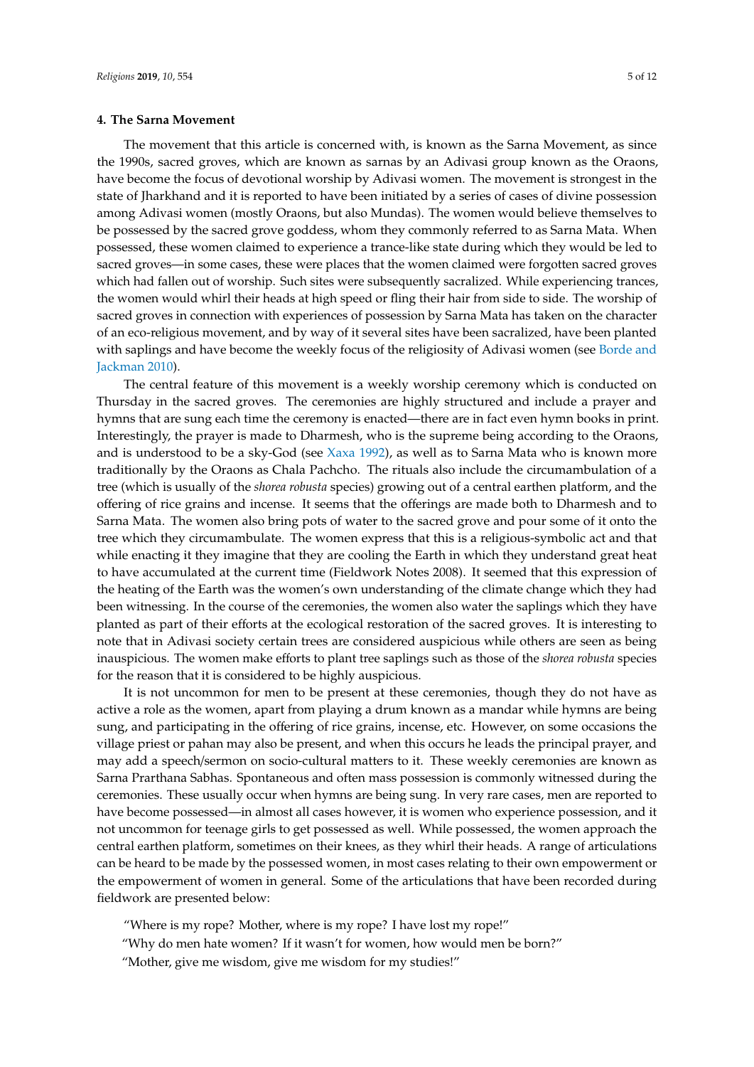## 4. The Sarna Movement

The movement that this article is concerned with, is known as the Sarna Movement, as since the 1990s, sacred groves, which are known as sarnas by an Adivasi group known as the Oraons, have become the focus of devotional worship by Adivasi women. The movement is strongest in the state of Jharkhand and it is reported to have been initiated by a series of cases of divine possession among Adivasi women (mostly Oraons, but also Mundas). The women would believe themselves to be possessed by the sacred grove goddess, whom they commonly referred to as Sarna Mata. When possessed, these women claimed to experience a trance-like state during which they would be led to sacred groves—in some cases, these were places that the women claimed were forgotten sacred groves which had fallen out of worship. Such sites were subsequently sacralized. While experiencing trances, the women would whirl their heads at high speed or fling their hair from side to side. The worship of sacred groves in connection with experiences of possession by Sarna Mata has taken on the character of an eco-religious movement, and by way of it several sites have been sacralized, have been planted with saplings and have become the weekly focus of the religiosity of Adivasi women (see Borde and Jackman 2010).

The central feature of this movement is a weekly worship ceremony which is conducted on Thursday in the sacred groves. The ceremonies are highly structured and include a prayer and hymns that are sung each time the ceremony is enacted—there are in fact even hymn books in print. Interestingly, the prayer is made to Dharmesh, who is the supreme being according to the Oraons, and is understood to be a sky-God (see Xaxa 1992), as well as to Sarna Mata who is known more traditionally by the Oraons as Chala Pachcho. The rituals also include the circumambulation of a tree (which is usually of the *shorea robusta* species) growing out of a central earthen platform, and the offering of rice grains and incense. It seems that the offerings are made both to Dharmesh and to Sarna Mata. The women also bring pots of water to the sacred grove and pour some of it onto the tree which they circumambulate. The women express that this is a religious-symbolic act and that while enacting it they imagine that they are cooling the Earth in which they understand great heat to have accumulated at the current time (Fieldwork Notes 2008). It seemed that this expression of the heating of the Earth was the women's own understanding of the climate change which they had been witnessing. In the course of the ceremonies, the women also water the saplings which they have planted as part of their efforts at the ecological restoration of the sacred groves. It is interesting to note that in Adivasi society certain trees are considered auspicious while others are seen as being inauspicious. The women make efforts to plant tree saplings such as those of the *shorea robusta* species for the reason that it is considered to be highly auspicious.

It is not uncommon for men to be present at these ceremonies, though they do not have as active a role as the women, apart from playing a drum known as a mandar while hymns are being sung, and participating in the offering of rice grains, incense, etc. However, on some occasions the village priest or pahan may also be present, and when this occurs he leads the principal prayer, and may add a speech/sermon on socio-cultural matters to it. These weekly ceremonies are known as Sarna Prarthana Sabhas. Spontaneous and often mass possession is commonly witnessed during the ceremonies. These usually occur when hymns are being sung. In very rare cases, men are reported to have become possessed—in almost all cases however, it is women who experience possession, and it not uncommon for teenage girls to get possessed as well. While possessed, the women approach the central earthen platform, sometimes on their knees, as they whirl their heads. A range of articulations can be heard to be made by the possessed women, in most cases relating to their own empowerment or the empowerment of women in general. Some of the articulations that have been recorded during fieldwork are presented below:

"Where is my rope? Mother, where is my rope? I have lost my rope!"

"Why do men hate women? If it wasn't for women, how would men be born?"

"Mother, give me wisdom, give me wisdom for my studies!"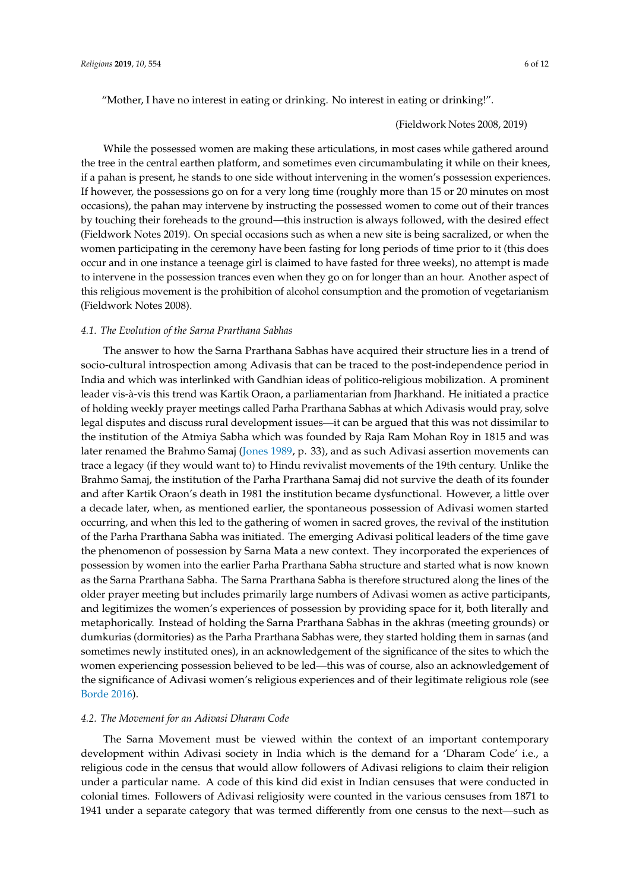"Mother, I have no interest in eating or drinking. No interest in eating or drinking!".

(Fieldwork Notes 2008, 2019)

While the possessed women are making these articulations, in most cases while gathered around the tree in the central earthen platform, and sometimes even circumambulating it while on their knees, if a pahan is present, he stands to one side without intervening in the women's possession experiences. If however, the possessions go on for a very long time (roughly more than 15 or 20 minutes on most occasions), the pahan may intervene by instructing the possessed women to come out of their trances by touching their foreheads to the ground—this instruction is always followed, with the desired effect (Fieldwork Notes 2019). On special occasions such as when a new site is being sacralized, or when the women participating in the ceremony have been fasting for long periods of time prior to it (this does occur and in one instance a teenage girl is claimed to have fasted for three weeks), no attempt is made to intervene in the possession trances even when they go on for longer than an hour. Another aspect of this religious movement is the prohibition of alcohol consumption and the promotion of vegetarianism (Fieldwork Notes 2008).

### *4.1. The Evolution of the Sarna Prarthana Sabhas*

The answer to how the Sarna Prarthana Sabhas have acquired their structure lies in a trend of socio-cultural introspection among Adivasis that can be traced to the post-independence period in India and which was interlinked with Gandhian ideas of politico-religious mobilization. A prominent leader vis-à-vis this trend was Kartik Oraon, a parliamentarian from Jharkhand. He initiated a practice of holding weekly prayer meetings called Parha Prarthana Sabhas at which Adivasis would pray, solve legal disputes and discuss rural development issues—it can be argued that this was not dissimilar to the institution of the Atmiya Sabha which was founded by Raja Ram Mohan Roy in 1815 and was later renamed the Brahmo Samaj (Jones 1989, p. 33), and as such Adivasi assertion movements can trace a legacy (if they would want to) to Hindu revivalist movements of the 19th century. Unlike the Brahmo Samaj, the institution of the Parha Prarthana Samaj did not survive the death of its founder and after Kartik Oraon's death in 1981 the institution became dysfunctional. However, a little over a decade later, when, as mentioned earlier, the spontaneous possession of Adivasi women started occurring, and when this led to the gathering of women in sacred groves, the revival of the institution of the Parha Prarthana Sabha was initiated. The emerging Adivasi political leaders of the time gave the phenomenon of possession by Sarna Mata a new context. They incorporated the experiences of possession by women into the earlier Parha Prarthana Sabha structure and started what is now known as the Sarna Prarthana Sabha. The Sarna Prarthana Sabha is therefore structured along the lines of the older prayer meeting but includes primarily large numbers of Adivasi women as active participants, and legitimizes the women's experiences of possession by providing space for it, both literally and metaphorically. Instead of holding the Sarna Prarthana Sabhas in the akhras (meeting grounds) or dumkurias (dormitories) as the Parha Prarthana Sabhas were, they started holding them in sarnas (and sometimes newly instituted ones), in an acknowledgement of the significance of the sites to which the women experiencing possession believed to be led—this was of course, also an acknowledgement of the significance of Adivasi women's religious experiences and of their legitimate religious role (see Borde 2016).

### *4.2. The Movement for an Adivasi Dharam Code*

The Sarna Movement must be viewed within the context of an important contemporary development within Adivasi society in India which is the demand for a 'Dharam Code' i.e., a religious code in the census that would allow followers of Adivasi religions to claim their religion under a particular name. A code of this kind did exist in Indian censuses that were conducted in colonial times. Followers of Adivasi religiosity were counted in the various censuses from 1871 to 1941 under a separate category that was termed differently from one census to the next—such as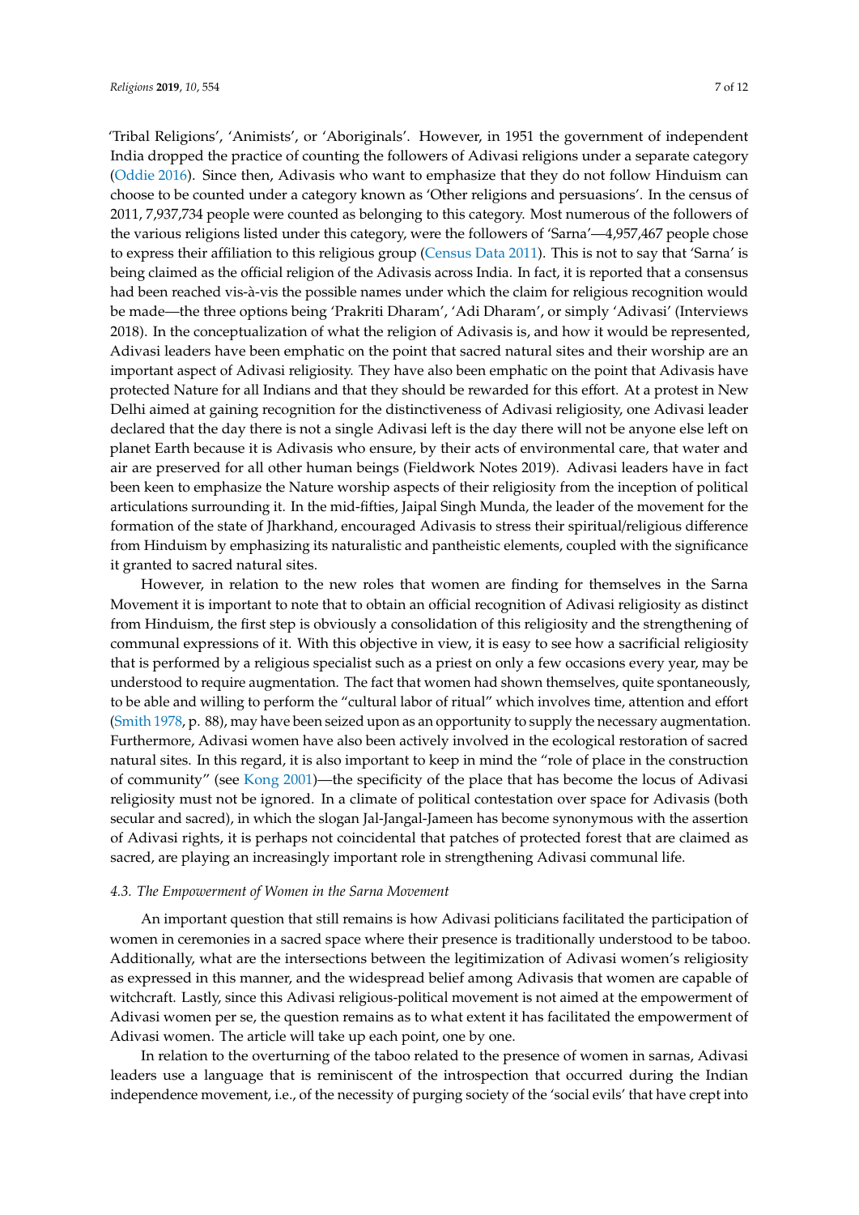'Tribal Religions', 'Animists', or 'Aboriginals'. However, in 1951 the government of independent India dropped the practice of counting the followers of Adivasi religions under a separate category (Oddie 2016). Since then, Adivasis who want to emphasize that they do not follow Hinduism can choose to be counted under a category known as 'Other religions and persuasions'. In the census of 2011, 7,937,734 people were counted as belonging to this category. Most numerous of the followers of the various religions listed under this category, were the followers of 'Sarna'—4,957,467 people chose to express their affiliation to this religious group (Census Data 2011). This is not to say that 'Sarna' is being claimed as the official religion of the Adivasis across India. In fact, it is reported that a consensus had been reached vis-à-vis the possible names under which the claim for religious recognition would be made—the three options being 'Prakriti Dharam', 'Adi Dharam', or simply 'Adivasi' (Interviews 2018). In the conceptualization of what the religion of Adivasis is, and how it would be represented, Adivasi leaders have been emphatic on the point that sacred natural sites and their worship are an important aspect of Adivasi religiosity. They have also been emphatic on the point that Adivasis have protected Nature for all Indians and that they should be rewarded for this effort. At a protest in New Delhi aimed at gaining recognition for the distinctiveness of Adivasi religiosity, one Adivasi leader declared that the day there is not a single Adivasi left is the day there will not be anyone else left on planet Earth because it is Adivasis who ensure, by their acts of environmental care, that water and air are preserved for all other human beings (Fieldwork Notes 2019). Adivasi leaders have in fact been keen to emphasize the Nature worship aspects of their religiosity from the inception of political articulations surrounding it. In the mid-fifties, Jaipal Singh Munda, the leader of the movement for the formation of the state of Jharkhand, encouraged Adivasis to stress their spiritual/religious difference from Hinduism by emphasizing its naturalistic and pantheistic elements, coupled with the significance it granted to sacred natural sites.

However, in relation to the new roles that women are finding for themselves in the Sarna Movement it is important to note that to obtain an official recognition of Adivasi religiosity as distinct from Hinduism, the first step is obviously a consolidation of this religiosity and the strengthening of communal expressions of it. With this objective in view, it is easy to see how a sacrificial religiosity that is performed by a religious specialist such as a priest on only a few occasions every year, may be understood to require augmentation. The fact that women had shown themselves, quite spontaneously, to be able and willing to perform the "cultural labor of ritual" which involves time, attention and effort (Smith 1978, p. 88), may have been seized upon as an opportunity to supply the necessary augmentation. Furthermore, Adivasi women have also been actively involved in the ecological restoration of sacred natural sites. In this regard, it is also important to keep in mind the "role of place in the construction of community" (see Kong 2001)—the specificity of the place that has become the locus of Adivasi religiosity must not be ignored. In a climate of political contestation over space for Adivasis (both secular and sacred), in which the slogan Jal-Jangal-Jameen has become synonymous with the assertion of Adivasi rights, it is perhaps not coincidental that patches of protected forest that are claimed as sacred, are playing an increasingly important role in strengthening Adivasi communal life.

### *4.3. The Empowerment of Women in the Sarna Movement*

An important question that still remains is how Adivasi politicians facilitated the participation of women in ceremonies in a sacred space where their presence is traditionally understood to be taboo. Additionally, what are the intersections between the legitimization of Adivasi women's religiosity as expressed in this manner, and the widespread belief among Adivasis that women are capable of witchcraft. Lastly, since this Adivasi religious-political movement is not aimed at the empowerment of Adivasi women per se, the question remains as to what extent it has facilitated the empowerment of Adivasi women. The article will take up each point, one by one.

In relation to the overturning of the taboo related to the presence of women in sarnas, Adivasi leaders use a language that is reminiscent of the introspection that occurred during the Indian independence movement, i.e., of the necessity of purging society of the 'social evils' that have crept into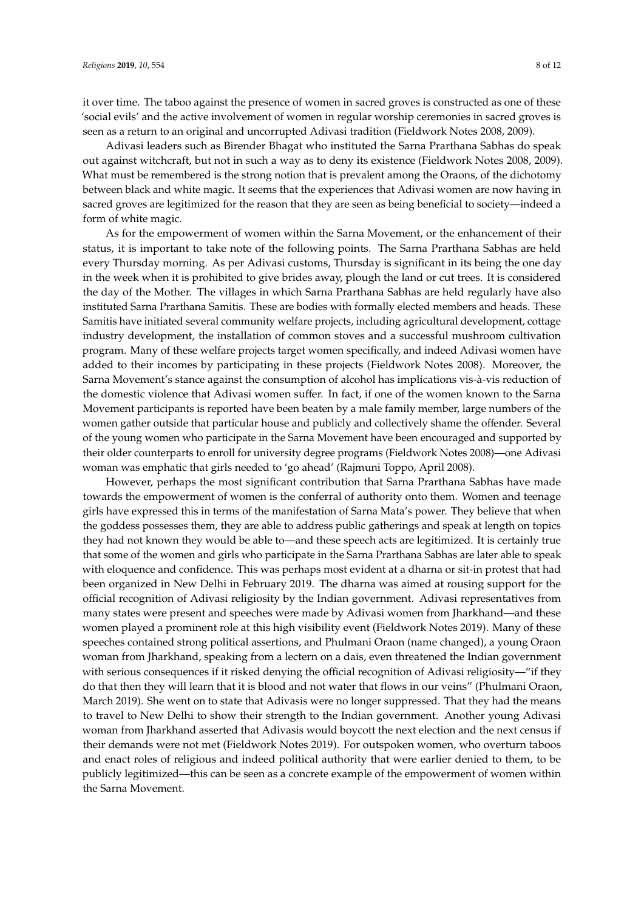it over time. The taboo against the presence of women in sacred groves is constructed as one of these 'social evils' and the active involvement of women in regular worship ceremonies in sacred groves is seen as a return to an original and uncorrupted Adivasi tradition (Fieldwork Notes 2008, 2009).

Adivasi leaders such as Birender Bhagat who instituted the Sarna Prarthana Sabhas do speak out against witchcraft, but not in such a way as to deny its existence (Fieldwork Notes 2008, 2009). What must be remembered is the strong notion that is prevalent among the Oraons, of the dichotomy between black and white magic. It seems that the experiences that Adivasi women are now having in sacred groves are legitimized for the reason that they are seen as being beneficial to society—indeed a form of white magic.

As for the empowerment of women within the Sarna Movement, or the enhancement of their status, it is important to take note of the following points. The Sarna Prarthana Sabhas are held every Thursday morning. As per Adivasi customs, Thursday is significant in its being the one day in the week when it is prohibited to give brides away, plough the land or cut trees. It is considered the day of the Mother. The villages in which Sarna Prarthana Sabhas are held regularly have also instituted Sarna Prarthana Samitis. These are bodies with formally elected members and heads. These Samitis have initiated several community welfare projects, including agricultural development, cottage industry development, the installation of common stoves and a successful mushroom cultivation program. Many of these welfare projects target women specifically, and indeed Adivasi women have added to their incomes by participating in these projects (Fieldwork Notes 2008). Moreover, the Sarna Movement's stance against the consumption of alcohol has implications vis-à-vis reduction of the domestic violence that Adivasi women suffer. In fact, if one of the women known to the Sarna Movement participants is reported have been beaten by a male family member, large numbers of the women gather outside that particular house and publicly and collectively shame the offender. Several of the young women who participate in the Sarna Movement have been encouraged and supported by their older counterparts to enroll for university degree programs (Fieldwork Notes 2008)—one Adivasi woman was emphatic that girls needed to 'go ahead' (Rajmuni Toppo, April 2008).

However, perhaps the most significant contribution that Sarna Prarthana Sabhas have made towards the empowerment of women is the conferral of authority onto them. Women and teenage girls have expressed this in terms of the manifestation of Sarna Mata's power. They believe that when the goddess possesses them, they are able to address public gatherings and speak at length on topics they had not known they would be able to—and these speech acts are legitimized. It is certainly true that some of the women and girls who participate in the Sarna Prarthana Sabhas are later able to speak with eloquence and confidence. This was perhaps most evident at a dharna or sit-in protest that had been organized in New Delhi in February 2019. The dharna was aimed at rousing support for the official recognition of Adivasi religiosity by the Indian government. Adivasi representatives from many states were present and speeches were made by Adivasi women from Jharkhand—and these women played a prominent role at this high visibility event (Fieldwork Notes 2019). Many of these speeches contained strong political assertions, and Phulmani Oraon (name changed), a young Oraon woman from Jharkhand, speaking from a lectern on a dais, even threatened the Indian government with serious consequences if it risked denying the official recognition of Adivasi religiosity—"if they do that then they will learn that it is blood and not water that flows in our veins" (Phulmani Oraon, March 2019). She went on to state that Adivasis were no longer suppressed. That they had the means to travel to New Delhi to show their strength to the Indian government. Another young Adivasi woman from Jharkhand asserted that Adivasis would boycott the next election and the next census if their demands were not met (Fieldwork Notes 2019). For outspoken women, who overturn taboos and enact roles of religious and indeed political authority that were earlier denied to them, to be publicly legitimized—this can be seen as a concrete example of the empowerment of women within the Sarna Movement.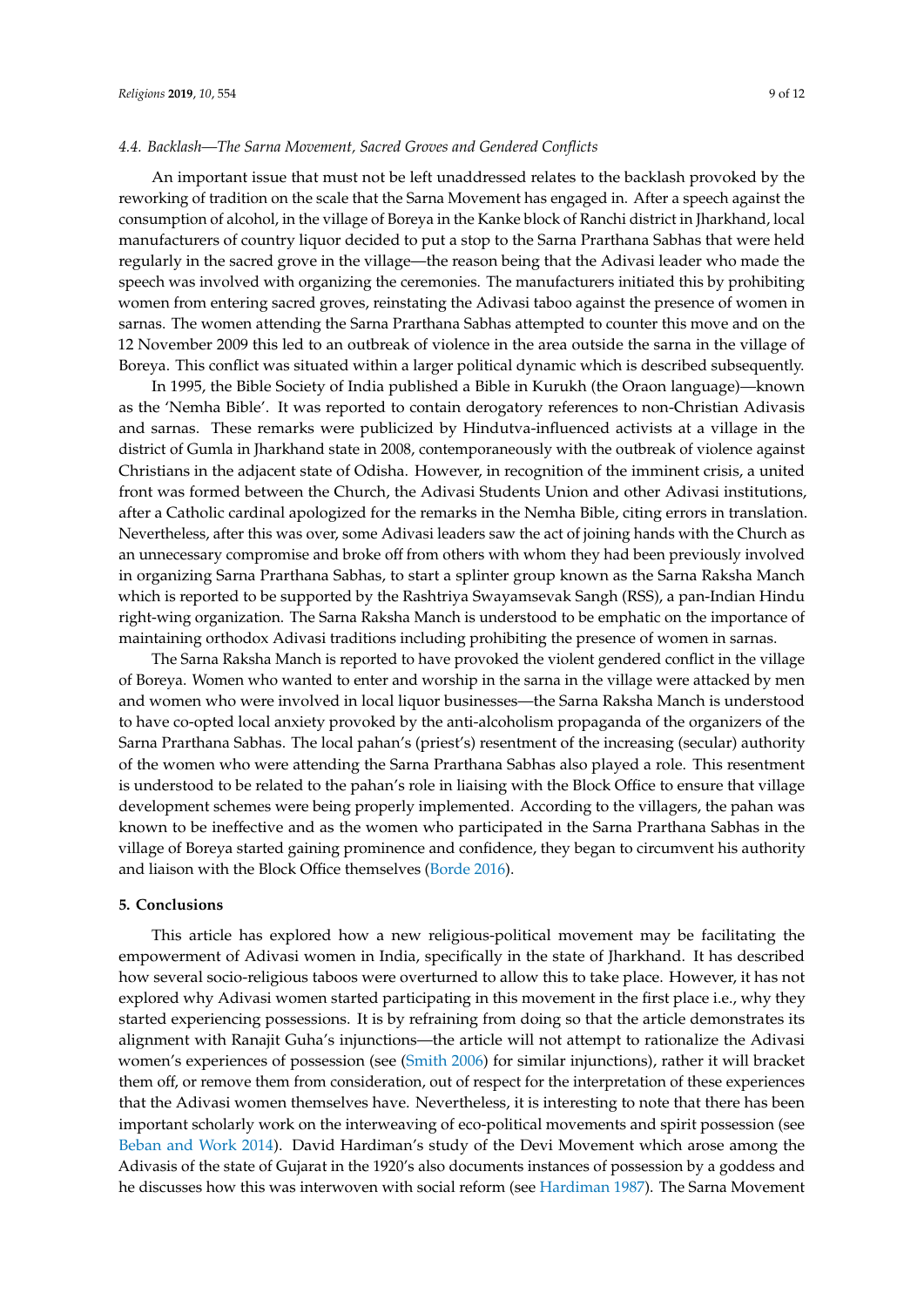### *4.4. Backlash—The Sarna Movement, Sacred Groves and Gendered Conflicts*

An important issue that must not be left unaddressed relates to the backlash provoked by the reworking of tradition on the scale that the Sarna Movement has engaged in. After a speech against the consumption of alcohol, in the village of Boreya in the Kanke block of Ranchi district in Jharkhand, local manufacturers of country liquor decided to put a stop to the Sarna Prarthana Sabhas that were held regularly in the sacred grove in the village—the reason being that the Adivasi leader who made the speech was involved with organizing the ceremonies. The manufacturers initiated this by prohibiting women from entering sacred groves, reinstating the Adivasi taboo against the presence of women in sarnas. The women attending the Sarna Prarthana Sabhas attempted to counter this move and on the 12 November 2009 this led to an outbreak of violence in the area outside the sarna in the village of Boreya. This conflict was situated within a larger political dynamic which is described subsequently.

In 1995, the Bible Society of India published a Bible in Kurukh (the Oraon language)—known as the 'Nemha Bible'. It was reported to contain derogatory references to non-Christian Adivasis and sarnas. These remarks were publicized by Hindutva-influenced activists at a village in the district of Gumla in Jharkhand state in 2008, contemporaneously with the outbreak of violence against Christians in the adjacent state of Odisha. However, in recognition of the imminent crisis, a united front was formed between the Church, the Adivasi Students Union and other Adivasi institutions, after a Catholic cardinal apologized for the remarks in the Nemha Bible, citing errors in translation. Nevertheless, after this was over, some Adivasi leaders saw the act of joining hands with the Church as an unnecessary compromise and broke off from others with whom they had been previously involved in organizing Sarna Prarthana Sabhas, to start a splinter group known as the Sarna Raksha Manch which is reported to be supported by the Rashtriya Swayamsevak Sangh (RSS), a pan-Indian Hindu right-wing organization. The Sarna Raksha Manch is understood to be emphatic on the importance of maintaining orthodox Adivasi traditions including prohibiting the presence of women in sarnas.

The Sarna Raksha Manch is reported to have provoked the violent gendered conflict in the village of Boreya. Women who wanted to enter and worship in the sarna in the village were attacked by men and women who were involved in local liquor businesses—the Sarna Raksha Manch is understood to have co-opted local anxiety provoked by the anti-alcoholism propaganda of the organizers of the Sarna Prarthana Sabhas. The local pahan's (priest's) resentment of the increasing (secular) authority of the women who were attending the Sarna Prarthana Sabhas also played a role. This resentment is understood to be related to the pahan's role in liaising with the Block Office to ensure that village development schemes were being properly implemented. According to the villagers, the pahan was known to be ineffective and as the women who participated in the Sarna Prarthana Sabhas in the village of Boreya started gaining prominence and confidence, they began to circumvent his authority and liaison with the Block Office themselves (Borde 2016).

## 5. Conclusions

This article has explored how a new religious-political movement may be facilitating the empowerment of Adivasi women in India, specifically in the state of Jharkhand. It has described how several socio-religious taboos were overturned to allow this to take place. However, it has not explored why Adivasi women started participating in this movement in the first place i.e., why they started experiencing possessions. It is by refraining from doing so that the article demonstrates its alignment with Ranajit Guha's injunctions—the article will not attempt to rationalize the Adivasi women's experiences of possession (see (Smith 2006) for similar injunctions), rather it will bracket them off, or remove them from consideration, out of respect for the interpretation of these experiences that the Adivasi women themselves have. Nevertheless, it is interesting to note that there has been important scholarly work on the interweaving of eco-political movements and spirit possession (see Beban and Work 2014). David Hardiman's study of the Devi Movement which arose among the Adivasis of the state of Gujarat in the 1920's also documents instances of possession by a goddess and he discusses how this was interwoven with social reform (see Hardiman 1987). The Sarna Movement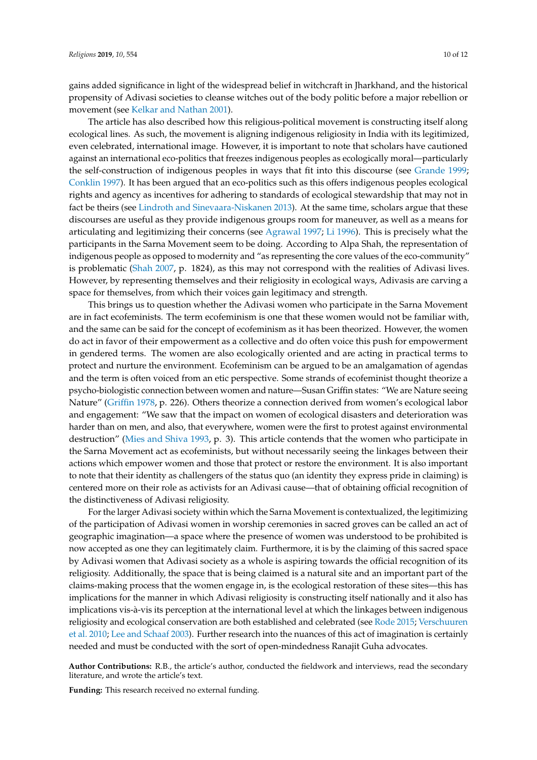gains added significance in light of the widespread belief in witchcraft in Jharkhand, and the historical propensity of Adivasi societies to cleanse witches out of the body politic before a major rebellion or movement (see Kelkar and Nathan 2001).

The article has also described how this religious-political movement is constructing itself along ecological lines. As such, the movement is aligning indigenous religiosity in India with its legitimized, even celebrated, international image. However, it is important to note that scholars have cautioned against an international eco-politics that freezes indigenous peoples as ecologically moral—particularly the self-construction of indigenous peoples in ways that fit into this discourse (see Grande 1999; Conklin 1997). It has been argued that an eco-politics such as this offers indigenous peoples ecological rights and agency as incentives for adhering to standards of ecological stewardship that may not in fact be theirs (see Lindroth and Sinevaara-Niskanen 2013). At the same time, scholars argue that these discourses are useful as they provide indigenous groups room for maneuver, as well as a means for articulating and legitimizing their concerns (see Agrawal 1997; Li 1996). This is precisely what the participants in the Sarna Movement seem to be doing. According to Alpa Shah, the representation of indigenous people as opposed to modernity and "as representing the core values of the eco-community" is problematic (Shah 2007, p. 1824), as this may not correspond with the realities of Adivasi lives. However, by representing themselves and their religiosity in ecological ways, Adivasis are carving a space for themselves, from which their voices gain legitimacy and strength.

This brings us to question whether the Adivasi women who participate in the Sarna Movement are in fact ecofeminists. The term ecofeminism is one that these women would not be familiar with, and the same can be said for the concept of ecofeminism as it has been theorized. However, the women do act in favor of their empowerment as a collective and do often voice this push for empowerment in gendered terms. The women are also ecologically oriented and are acting in practical terms to protect and nurture the environment. Ecofeminism can be argued to be an amalgamation of agendas and the term is often voiced from an etic perspective. Some strands of ecofeminist thought theorize a psycho-biologistic connection between women and nature—Susan Griffin states: "We are Nature seeing Nature" (Griffin 1978, p. 226). Others theorize a connection derived from women's ecological labor and engagement: "We saw that the impact on women of ecological disasters and deterioration was harder than on men, and also, that everywhere, women were the first to protest against environmental destruction" (Mies and Shiva 1993, p. 3). This article contends that the women who participate in the Sarna Movement act as ecofeminists, but without necessarily seeing the linkages between their actions which empower women and those that protect or restore the environment. It is also important to note that their identity as challengers of the status quo (an identity they express pride in claiming) is centered more on their role as activists for an Adivasi cause—that of obtaining official recognition of the distinctiveness of Adivasi religiosity.

For the larger Adivasi society within which the Sarna Movement is contextualized, the legitimizing of the participation of Adivasi women in worship ceremonies in sacred groves can be called an act of geographic imagination—a space where the presence of women was understood to be prohibited is now accepted as one they can legitimately claim. Furthermore, it is by the claiming of this sacred space by Adivasi women that Adivasi society as a whole is aspiring towards the official recognition of its religiosity. Additionally, the space that is being claimed is a natural site and an important part of the claims-making process that the women engage in, is the ecological restoration of these sites—this has implications for the manner in which Adivasi religiosity is constructing itself nationally and it also has implications vis-à-vis its perception at the international level at which the linkages between indigenous religiosity and ecological conservation are both established and celebrated (see Rode 2015; Verschuuren et al. 2010; Lee and Schaaf 2003). Further research into the nuances of this act of imagination is certainly needed and must be conducted with the sort of open-mindedness Ranajit Guha advocates.

**Author Contributions:** R.B., the article's author, conducted the fieldwork and interviews, read the secondary literature, and wrote the article's text.

**Funding:** This research received no external funding.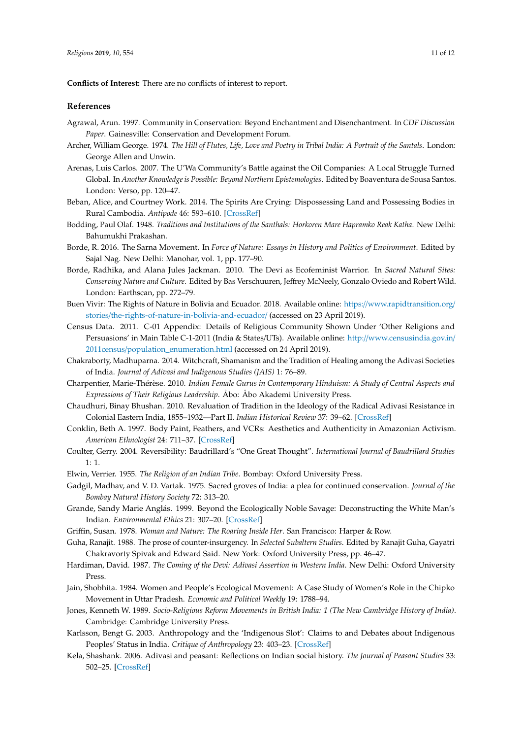**Conflicts of Interest:** There are no conflicts of interest to report.

## References

Agrawal, Arun. 1997. Community in Conservation: Beyond Enchantment and Disenchantment. In *CDF Discussion Paper*. Gainesville: Conservation and Development Forum.

Archer, William George. 1974. *The Hill of Flutes, Life, Love and Poetry in Tribal India: A Portrait of the Santals*. London: George Allen and Unwin.

Arenas, Luis Carlos. 2007. The U'Wa Community's Battle against the Oil Companies: A Local Struggle Turned Global. In *Another Knowledge is Possible: Beyond Northern Epistemologies*. Edited by Boaventura de Sousa Santos. London: Verso, pp. 120–47.

Beban, Alice, and Courtney Work. 2014. The Spirits Are Crying: Dispossessing Land and Possessing Bodies in Rural Cambodia. *Antipode* 46: 593–610. [CrossRef]

Bodding, Paul Olaf. 1948. *Traditions and Institutions of the Santhals: Horkoren Mare Hapramko Reak Katha*. New Delhi: Bahumukhi Prakashan.

Borde, R. 2016. The Sarna Movement. In *Force of Nature: Essays in History and Politics of Environment*. Edited by Sajal Nag. New Delhi: Manohar, vol. 1, pp. 177–90.

Borde, Radhika, and Alana Jules Jackman. 2010. The Devi as Ecofeminist Warrior. In *Sacred Natural Sites: Conserving Nature and Culture*. Edited by Bas Verschuuren, Jeffrey McNeely, Gonzalo Oviedo and Robert Wild. London: Earthscan, pp. 272–79.

Buen Vivir: The Rights of Nature in Bolivia and Ecuador. 2018. Available online: https://www.rapidtransition.org/stories/the-rights-of-nature-in-bolivia-and-ecuador/ (accessed on 23 April 2019).

Census Data. 2011. C-01 Appendix: Details of Religious Community Shown Under 'Other Religions and Persuasions' in Main Table C-1-2011 (India & States/UTs). Available online: http://www.censusindia.gov.in/2011census/population_enumeration.html (accessed on 24 April 2019).

Chakraborty, Madhuparna. 2014. Witchcraft, Shamanism and the Tradition of Healing among the Adivasi Societies of India. *Journal of Adivasi and Indigenous Studies (JAIS)* 1: 76–89.

Charpentier, Marie-Thérèse. 2010. *Indian Female Gurus in Contemporary Hinduism: A Study of Central Aspects and Expressions of Their Religious Leadership*. Åbo: Åbo Akademi University Press.

Chaudhuri, Binay Bhushan. 2010. Revaluation of Tradition in the Ideology of the Radical Adivasi Resistance in Colonial Eastern India, 1855–1932—Part II. *Indian Historical Review* 37: 39–62. [CrossRef]

Conklin, Beth A. 1997. Body Paint, Feathers, and VCRs: Aesthetics and Authenticity in Amazonian Activism. *American Ethnologist* 24: 711–37. [CrossRef]

Coulter, Gerry. 2004. Reversibility: Baudrillard's "One Great Thought". *International Journal of Baudrillard Studies* 1: 1.

Elwin, Verrier. 1955. *The Religion of an Indian Tribe*. Bombay: Oxford University Press.

Gadgil, Madhav, and V. D. Vartak. 1975. Sacred groves of India: a plea for continued conservation. *Journal of the Bombay Natural History Society* 72: 313–20.

Grande, Sandy Marie Anglás. 1999. Beyond the Ecologically Noble Savage: Deconstructing the White Man's Indian. *Environmental Ethics* 21: 307–20. [CrossRef]

Griffin, Susan. 1978. *Woman and Nature: The Roaring Inside Her*. San Francisco: Harper & Row.

Guha, Ranajit. 1988. The prose of counter-insurgency. In *Selected Subaltern Studies*. Edited by Ranajit Guha, Gayatri Chakravorty Spivak and Edward Said. New York: Oxford University Press, pp. 46–47.

Hardiman, David. 1987. *The Coming of the Devi: Adivasi Assertion in Western India*. New Delhi: Oxford University Press.

Jain, Shobhita. 1984. Women and People's Ecological Movement: A Case Study of Women's Role in the Chipko Movement in Uttar Pradesh. *Economic and Political Weekly* 19: 1788–94.

Jones, Kenneth W. 1989. *Socio-Religious Reform Movements in British India: 1 (The New Cambridge History of India)*. Cambridge: Cambridge University Press.

Karlsson, Bengt G. 2003. Anthropology and the 'Indigenous Slot': Claims to and Debates about Indigenous Peoples' Status in India. *Critique of Anthropology* 23: 403–23. [CrossRef]

Kela, Shashank. 2006. Adivasi and peasant: Reflections on Indian social history. *The Journal of Peasant Studies* 33: 502–25. [CrossRef]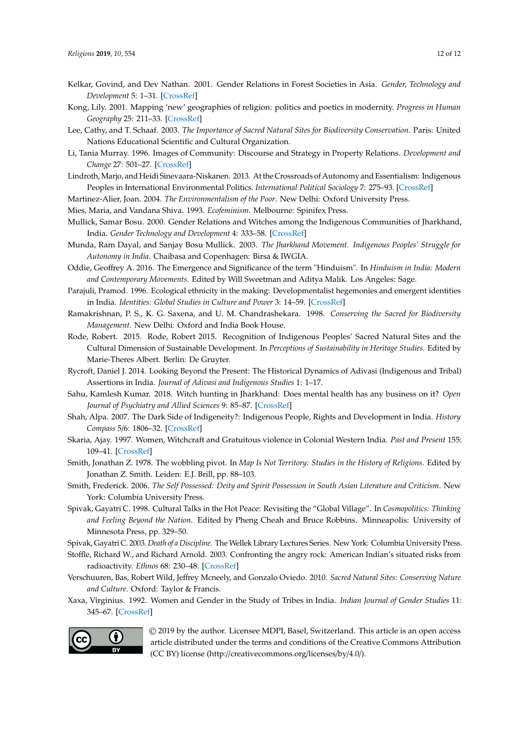Kelkar, Govind, and Dev Nathan. 2001. Gender Relations in Forest Societies in Asia. *Gender, Technology and Development* 5: 1–31. [CrossRef]

Kong, Lily. 2001. Mapping 'new' geographies of religion: politics and poetics in modernity. *Progress in Human Geography* 25: 211–33. [CrossRef]

Lee, Cathy, and T. Schaaf. 2003. *The Importance of Sacred Natural Sites for Biodiversity Conservation*. Paris: United Nations Educational Scientific and Cultural Organization.

Li, Tania Murray. 1996. Images of Community: Discourse and Strategy in Property Relations. *Development and Change* 27: 501–27. [CrossRef]

Lindroth, Marjo, and Heidi Sinevaara-Niskanen. 2013. At the Crossroads of Autonomy and Essentialism: Indigenous Peoples in International Environmental Politics. *International Political Sociology* 7: 275–93. [CrossRef]

Martinez-Alier, Joan. 2004. *The Environmentalism of the Poor*. New Delhi: Oxford University Press.

Mies, Maria, and Vandana Shiva. 1993. *Ecofeminism*. Melbourne: Spinifex Press.

Mullick, Samar Bosu. 2000. Gender Relations and Witches among the Indigenous Communities of Jharkhand, India. *Gender Technology and Development* 4: 333–58. [CrossRef]

Munda, Ram Dayal, and Sanjay Bosu Mullick. 2003. *The Jharkhand Movement. Indigenous Peoples' Struggle for Autonomy in India*. Chaibasa and Copenhagen: Birsa & IWGIA.

Oddie, Geoffrey A. 2016. The Emergence and Significance of the term "Hinduism". In *Hinduism in India: Modern and Contemporary Movements*. Edited by Will Sweetman and Aditya Malik. Los Angeles: Sage.

Parajuli, Pramod. 1996. Ecological ethnicity in the making: Developmentalist hegemonies and emergent identities in India. *Identities: Global Studies in Culture and Power* 3: 14–59. [CrossRef]

Ramakrishnan, P. S., K. G. Saxena, and U. M. Chandrashekara. 1998. *Conserving the Sacred for Biodiversity Management*. New Delhi: Oxford and India Book House.

Rode, Robert. 2015. Rode, Robert 2015. Recognition of Indigenous Peoples' Sacred Natural Sites and the Cultural Dimension of Sustainable Development. In *Perceptions of Sustainability in Heritage Studies*. Edited by Marie-Theres Albert. Berlin: De Gruyter.

Rycroft, Daniel J. 2014. Looking Beyond the Present: The Historical Dynamics of Adivasi (Indigenous and Tribal) Assertions in India. *Journal of Adivasi and Indigenous Studies* 1: 1–17.

Sahu, Kamlesh Kumar. 2018. Witch hunting in Jharkhand: Does mental health has any business on it? *Open Journal of Psychiatry and Allied Sciences* 9: 85–87. [CrossRef]

Shah, Alpa. 2007. The Dark Side of Indigeneity?: Indigenous People, Rights and Development in India. *History Compass* 5/6: 1806–32. [CrossRef]

Skaria, Ajay. 1997. Women, Witchcraft and Gratuitous violence in Colonial Western India. *Past and Present* 155: 109–41. [CrossRef]

Smith, Jonathan Z. 1978. The wobbling pivot. In *Map Is Not Territory: Studies in the History of Religions*. Edited by Jonathan Z. Smith. Leiden: E.J. Brill, pp. 88–103.

Smith, Frederick. 2006. *The Self Possessed: Deity and Spirit Possession in South Asian Literature and Criticism*. New York: Columbia University Press.

Spivak, Gayatri C. 1998. Cultural Talks in the Hot Peace: Revisiting the "Global Village". In *Cosmopolitics: Thinking and Feeling Beyond the Nation*. Edited by Pheng Cheah and Bruce Robbins. Minneapolis: University of Minnesota Press, pp. 329–50.

Spivak, Gayatri C. 2003. *Death of a Discipline*. The Wellek Library Lectures Series. New York: Columbia University Press.

Stoffle, Richard W., and Richard Arnold. 2003. Confronting the angry rock: American Indian's situated risks from radioactivity. *Ethnos* 68: 230–48. [CrossRef]

Verschuuren, Bas, Robert Wild, Jeffrey Mcneely, and Gonzalo Oviedo. 2010. *Sacred Natural Sites: Conserving Nature and Culture*. Oxford: Taylor & Francis.

Xaxa, Virginius. 1992. Women and Gender in the Study of Tribes in India. *Indian Journal of Gender Studies* 11: 345–67. [CrossRef]

© 2019 by the author. Licensee MDPI, Basel, Switzerland. This article is an open access article distributed under the terms and conditions of the Creative Commons Attribution (CC BY) license (http://creativecommons.org/licenses/by/4.0/).